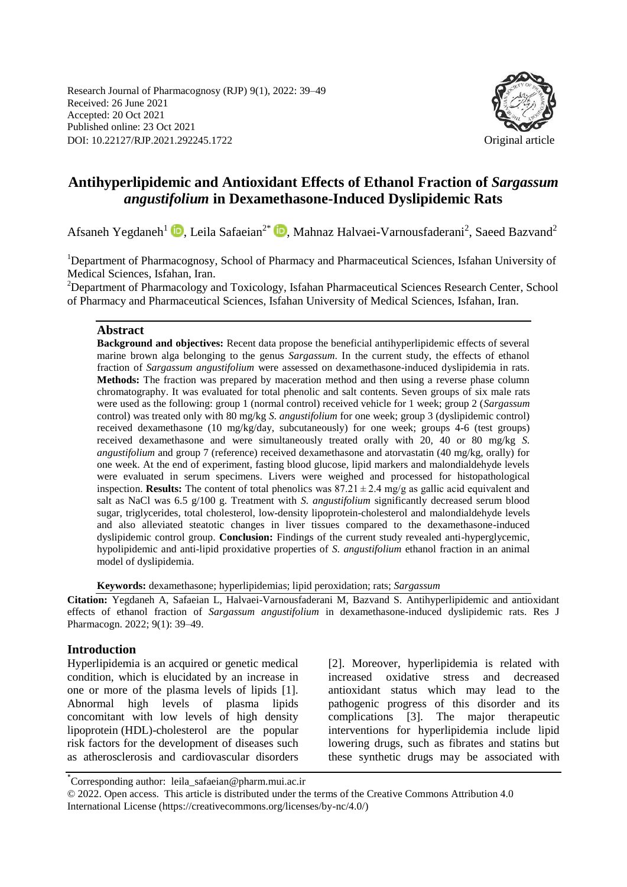Research Journal of Pharmacognosy (RJP) 9(1), 2022: 39–49
Received: 26 June 2021
Accepted: 20 Oct 2021
Published online: 23 Oct 2021
DOI: 10.22127/RJP.2021.292245.1722

Original article

# Antihyperlipidemic and Antioxidant Effects of Ethanol Fraction of *Sargassum angustifolium* in Dexamethasone-Induced Dyslipidemic Rats

Afsaneh Yegdaneh[1], Leila Safaeian[2*], Mahnaz Halvaei-Varnousfaderani[2], Saeed Bazvand[2]

[1]Department of Pharmacognosy, School of Pharmacy and Pharmaceutical Sciences, Isfahan University of Medical Sciences, Isfahan, Iran.

[2]Department of Pharmacology and Toxicology, Isfahan Pharmaceutical Sciences Research Center, School of Pharmacy and Pharmaceutical Sciences, Isfahan University of Medical Sciences, Isfahan, Iran.

## Abstract

**Background and objectives:** Recent data propose the beneficial antihyperlipidemic effects of several marine brown alga belonging to the genus *Sargassum*. In the current study, the effects of ethanol fraction of *Sargassum angustifolium* were assessed on dexamethasone-induced dyslipidemia in rats. **Methods:** The fraction was prepared by maceration method and then using a reverse phase column chromatography. It was evaluated for total phenolic and salt contents. Seven groups of six male rats were used as the following: group 1 (normal control) received vehicle for 1 week; group 2 (*Sargassum* control) was treated only with 80 mg/kg *S. angustifolium* for one week; group 3 (dyslipidemic control) received dexamethasone (10 mg/kg/day, subcutaneously) for one week; groups 4-6 (test groups) received dexamethasone and were simultaneously treated orally with 20, 40 or 80 mg/kg *S. angustifolium* and group 7 (reference) received dexamethasone and atorvastatin (40 mg/kg, orally) for one week. At the end of experiment, fasting blood glucose, lipid markers and malondialdehyde levels were evaluated in serum specimens. Livers were weighed and processed for histopathological inspection. **Results:** The content of total phenolics was $87.21 \pm 2.4$ mg/g as gallic acid equivalent and salt as NaCl was 6.5 g/100 g. Treatment with *S. angustifolium* significantly decreased serum blood sugar, triglycerides, total cholesterol, low-density lipoprotein-cholesterol and malondialdehyde levels and also alleviated steatotic changes in liver tissues compared to the dexamethasone-induced dyslipidemic control group. **Conclusion:** Findings of the current study revealed anti-hyperglycemic, hypolipidemic and anti-lipid proxidative properties of *S. angustifolium* ethanol fraction in an animal model of dyslipidemia.

**Keywords:** dexamethasone; hyperlipidemias; lipid peroxidation; rats; *Sargassum*

**Citation:** Yegdaneh A, Safaeian L, Halvaei-Varnousfaderani M, Bazvand S. Antihyperlipidemic and antioxidant effects of ethanol fraction of *Sargassum angustifolium* in dexamethasone-induced dyslipidemic rats. Res J Pharmacogn. 2022; 9(1): 39–49.

## Introduction

Hyperlipidemia is an acquired or genetic medical condition, which is elucidated by an increase in one or more of the plasma levels of lipids [1]. Abnormal high levels of plasma lipids concomitant with low levels of high density lipoprotein (HDL)-cholesterol are the popular risk factors for the development of diseases such as atherosclerosis and cardiovascular disorders [2]. Moreover, hyperlipidemia is related with increased oxidative stress and decreased antioxidant status which may lead to the pathogenic progress of this disorder and its complications [3]. The major therapeutic interventions for hyperlipidemia include lipid lowering drugs, such as fibrates and statins but these synthetic drugs may be associated with

*Corresponding author: leila_safaeian@pharm.mui.ac.ir

© 2022. Open access. This article is distributed under the terms of the Creative Commons Attribution 4.0 International License (https://creativecommons.org/licenses/by-nc/4.0/)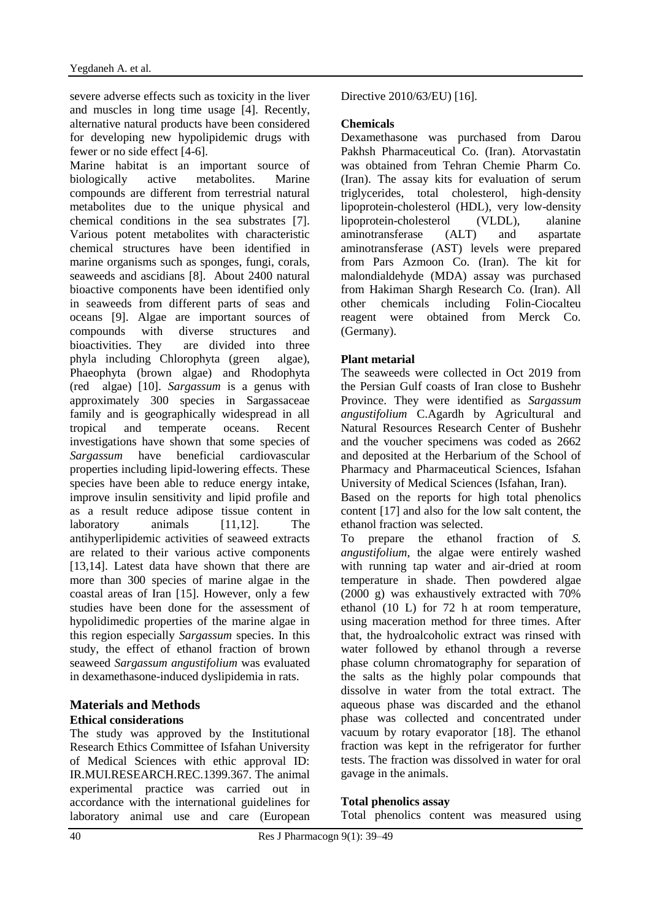severe adverse effects such as toxicity in the liver and muscles in long time usage [4]. Recently, alternative natural products have been considered for developing new hypolipidemic drugs with fewer or no side effect [4-6].

Marine habitat is an important source of biologically active metabolites. Marine compounds are different from terrestrial natural metabolites due to the unique physical and chemical conditions in the sea substrates [7]. Various potent metabolites with characteristic chemical structures have been identified in marine organisms such as sponges, fungi, corals, seaweeds and ascidians [8]. About 2400 natural bioactive components have been identified only in seaweeds from different parts of seas and oceans [9]. Algae are important sources of compounds with diverse structures and bioactivities. They are divided into three phyla including Chlorophyta (green algae), Phaeophyta (brown algae) and Rhodophyta (red algae) [10]. *Sargassum* is a genus with approximately 300 species in Sargassaceae family and is geographically widespread in all tropical and temperate oceans. Recent investigations have shown that some species of *Sargassum* have beneficial cardiovascular properties including lipid-lowering effects. These species have been able to reduce energy intake, improve insulin sensitivity and lipid profile and as a result reduce adipose tissue content in laboratory animals [11,12]. The antihyperlipidemic activities of seaweed extracts are related to their various active components [13,14]. Latest data have shown that there are more than 300 species of marine algae in the coastal areas of Iran [15]. However, only a few studies have been done for the assessment of hypolidimedic properties of the marine algae in this region especially *Sargassum* species. In this study, the effect of ethanol fraction of brown seaweed *Sargassum angustifolium* was evaluated in dexamethasone-induced dyslipidemia in rats.

## Materials and Methods

### Ethical considerations

The study was approved by the Institutional Research Ethics Committee of Isfahan University of Medical Sciences with ethic approval ID: IR.MUI.RESEARCH.REC.1399.367. The animal experimental practice was carried out in accordance with the international guidelines for laboratory animal use and care (European Directive 2010/63/EU) [16].

### Chemicals

Dexamethasone was purchased from Darou Pakhsh Pharmaceutical Co. (Iran). Atorvastatin was obtained from Tehran Chemie Pharm Co. (Iran). The assay kits for evaluation of serum triglycerides, total cholesterol, high-density lipoprotein-cholesterol (HDL), very low-density lipoprotein-cholesterol (VLDL), alanine aminotransferase (ALT) and aspartate aminotransferase (AST) levels were prepared from Pars Azmoon Co. (Iran). The kit for malondialdehyde (MDA) assay was purchased from Hakiman Shargh Research Co. (Iran). All other chemicals including Folin-Ciocalteu reagent were obtained from Merck Co. (Germany).

### Plant metarial

The seaweeds were collected in Oct 2019 from the Persian Gulf coasts of Iran close to Bushehr Province. They were identified as *Sargassum angustifolium* C.Agardh by Agricultural and Natural Resources Research Center of Bushehr and the voucher specimens was coded as 2662 and deposited at the Herbarium of the School of Pharmacy and Pharmaceutical Sciences, Isfahan University of Medical Sciences (Isfahan, Iran).

Based on the reports for high total phenolics content [17] and also for the low salt content, the ethanol fraction was selected.

To prepare the ethanol fraction of *S. angustifolium*, the algae were entirely washed with running tap water and air-dried at room temperature in shade. Then powdered algae (2000 g) was exhaustively extracted with 70% ethanol (10 L) for 72 h at room temperature, using maceration method for three times. After that, the hydroalcoholic extract was rinsed with water followed by ethanol through a reverse phase column chromatography for separation of the salts as the highly polar compounds that dissolve in water from the total extract. The aqueous phase was discarded and the ethanol phase was collected and concentrated under vacuum by rotary evaporator [18]. The ethanol fraction was kept in the refrigerator for further tests. The fraction was dissolved in water for oral gavage in the animals.

### Total phenolics assay

Total phenolics content was measured using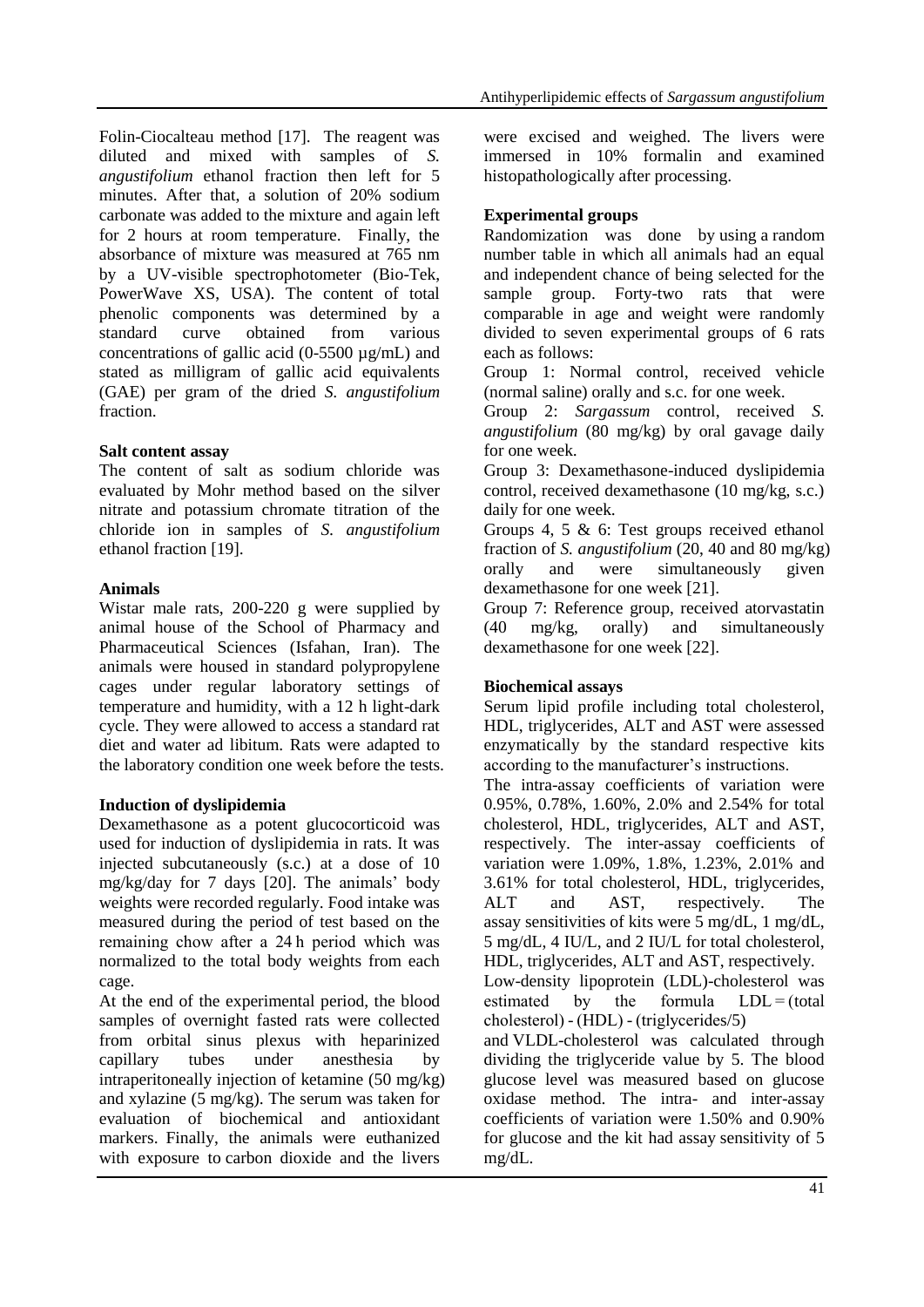Folin-Ciocalteau method [17]. The reagent was diluted and mixed with samples of *S. angustifolium* ethanol fraction then left for 5 minutes. After that, a solution of 20% sodium carbonate was added to the mixture and again left for 2 hours at room temperature. Finally, the absorbance of mixture was measured at 765 nm by a UV-visible spectrophotometer (Bio-Tek, PowerWave XS, USA). The content of total phenolic components was determined by a standard curve obtained from various concentrations of gallic acid (0-5500 µg/mL) and stated as milligram of gallic acid equivalents (GAE) per gram of the dried *S. angustifolium* fraction.

**Salt content assay**

The content of salt as sodium chloride was evaluated by Mohr method based on the silver nitrate and potassium chromate titration of the chloride ion in samples of *S. angustifolium* ethanol fraction [19].

**Animals**

Wistar male rats, 200-220 g were supplied by animal house of the School of Pharmacy and Pharmaceutical Sciences (Isfahan, Iran). The animals were housed in standard polypropylene cages under regular laboratory settings of temperature and humidity, with a 12 h light-dark cycle. They were allowed to access a standard rat diet and water ad libitum. Rats were adapted to the laboratory condition one week before the tests.

**Induction of dyslipidemia**

Dexamethasone as a potent glucocorticoid was used for induction of dyslipidemia in rats. It was injected subcutaneously (s.c.) at a dose of 10 mg/kg/day for 7 days [20]. The animals' body weights were recorded regularly. Food intake was measured during the period of test based on the remaining chow after a 24 h period which was normalized to the total body weights from each cage.

At the end of the experimental period, the blood samples of overnight fasted rats were collected from orbital sinus plexus with heparinized capillary tubes under anesthesia by intraperitoneally injection of ketamine (50 mg/kg) and xylazine (5 mg/kg). The serum was taken for evaluation of biochemical and antioxidant markers. Finally, the animals were euthanized with exposure to carbon dioxide and the livers were excised and weighed. The livers were immersed in 10% formalin and examined histopathologically after processing.

**Experimental groups**

Randomization was done by using a random number table in which all animals had an equal and independent chance of being selected for the sample group. Forty-two rats that were comparable in age and weight were randomly divided to seven experimental groups of 6 rats each as follows:

Group 1: Normal control, received vehicle (normal saline) orally and s.c. for one week.

Group 2: *Sargassum* control, received *S. angustifolium* (80 mg/kg) by oral gavage daily for one week.

Group 3: Dexamethasone-induced dyslipidemia control, received dexamethasone (10 mg/kg, s.c.) daily for one week.

Groups 4, 5 & 6: Test groups received ethanol fraction of *S. angustifolium* (20, 40 and 80 mg/kg) orally and were simultaneously given dexamethasone for one week [21].

Group 7: Reference group, received atorvastatin (40 mg/kg, orally) and simultaneously dexamethasone for one week [22].

**Biochemical assays**

Serum lipid profile including total cholesterol, HDL, triglycerides, ALT and AST were assessed enzymatically by the standard respective kits according to the manufacturer's instructions.

The intra-assay coefficients of variation were 0.95%, 0.78%, 1.60%, 2.0% and 2.54% for total cholesterol, HDL, triglycerides, ALT and AST, respectively. The inter-assay coefficients of variation were 1.09%, 1.8%, 1.23%, 2.01% and 3.61% for total cholesterol, HDL, triglycerides, ALT and AST, respectively. The assay sensitivities of kits were 5 mg/dL, 1 mg/dL, 5 mg/dL, 4 IU/L, and 2 IU/L for total cholesterol, HDL, triglycerides, ALT and AST, respectively.

Low-density lipoprotein (LDL)-cholesterol was estimated by the formula LDL = (total cholesterol) - (HDL) - (triglycerides/5) and VLDL-cholesterol was calculated through dividing the triglyceride value by 5. The blood glucose level was measured based on glucose oxidase method. The intra- and inter-assay coefficients of variation were 1.50% and 0.90% for glucose and the kit had assay sensitivity of 5 mg/dL.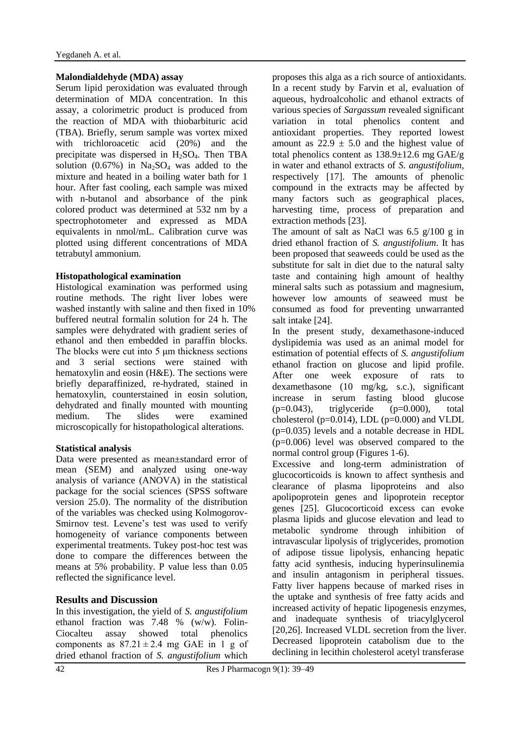### Malondialdehyde (MDA) assay

Serum lipid peroxidation was evaluated through determination of MDA concentration. In this assay, a colorimetric product is produced from the reaction of MDA with thiobarbituric acid (TBA). Briefly, serum sample was vortex mixed with trichloroacetic acid (20%) and the precipitate was dispersed in $H_2SO_4$. Then TBA solution (0.67%) in $Na_2SO_4$ was added to the mixture and heated in a boiling water bath for 1 hour. After fast cooling, each sample was mixed with n-butanol and absorbance of the pink colored product was determined at 532 nm by a spectrophotometer and expressed as MDA equivalents in nmol/mL. Calibration curve was plotted using different concentrations of MDA tetrabutyl ammonium.

### Histopathological examination

Histological examination was performed using routine methods. The right liver lobes were washed instantly with saline and then fixed in 10% buffered neutral formalin solution for 24 h. The samples were dehydrated with gradient series of ethanol and then embedded in paraffin blocks. The blocks were cut into 5 μm thickness sections and 3 serial sections were stained with hematoxylin and eosin (H&E). The sections were briefly deparaffinized, re-hydrated, stained in hematoxylin, counterstained in eosin solution, dehydrated and finally mounted with mounting medium. The slides were examined microscopically for histopathological alterations.

### Statistical analysis

Data were presented as mean±standard error of mean (SEM) and analyzed using one-way analysis of variance (ANOVA) in the statistical package for the social sciences (SPSS software version 25.0). The normality of the distribution of the variables was checked using Kolmogorov-Smirnov test. Levene's test was used to verify homogeneity of variance components between experimental treatments. Tukey post-hoc test was done to compare the differences between the means at 5% probability. P value less than 0.05 reflected the significance level.

## Results and Discussion

In this investigation, the yield of *S. angustifolium* ethanol fraction was 7.48 % (w/w). Folin-Ciocalteu assay showed total phenolics components as $87.21 \pm 2.4$ mg GAE in 1 g of dried ethanol fraction of *S. angustifolium* which proposes this alga as a rich source of antioxidants. In a recent study by Farvin et al, evaluation of aqueous, hydroalcoholic and ethanol extracts of various species of *Sargassum* revealed significant variation in total phenolics content and antioxidant properties. They reported lowest amount as $22.9 \pm 5.0$ and the highest value of total phenolics content as $138.9 \pm 12.6$ mg GAE/g in water and ethanol extracts of *S. angustifolium*, respectively [17]. The amounts of phenolic compound in the extracts may be affected by many factors such as geographical places, harvesting time, process of preparation and extraction methods [23].

The amount of salt as NaCl was 6.5 g/100 g in dried ethanol fraction of *S. angustifolium*. It has been proposed that seaweeds could be used as the substitute for salt in diet due to the natural salty taste and containing high amount of healthy mineral salts such as potassium and magnesium, however low amounts of seaweed must be consumed as food for preventing unwarranted salt intake [24].

In the present study, dexamethasone-induced dyslipidemia was used as an animal model for estimation of potential effects of *S. angustifolium* ethanol fraction on glucose and lipid profile. After one week exposure of rats to dexamethasone (10 mg/kg, s.c.), significant increase in serum fasting blood glucose ($p=0.043$), triglyceride ($p=0.000$), total cholesterol ($p=0.014$), LDL ($p=0.000$) and VLDL ($p=0.035$) levels and a notable decrease in HDL ($p=0.006$) level was observed compared to the normal control group (Figures 1-6).

Excessive and long-term administration of glucocorticoids is known to affect synthesis and clearance of plasma lipoproteins and also apolipoprotein genes and lipoprotein receptor genes [25]. Glucocorticoid excess can evoke plasma lipids and glucose elevation and lead to metabolic syndrome through inhibition of intravascular lipolysis of triglycerides, promotion of adipose tissue lipolysis, enhancing hepatic fatty acid synthesis, inducing hyperinsulinemia and insulin antagonism in peripheral tissues. Fatty liver happens because of marked rises in the uptake and synthesis of free fatty acids and increased activity of hepatic lipogenesis enzymes, and inadequate synthesis of triacylglycerol [20,26]. Increased VLDL secretion from the liver. Decreased lipoprotein catabolism due to the declining in lecithin cholesterol acetyl transferase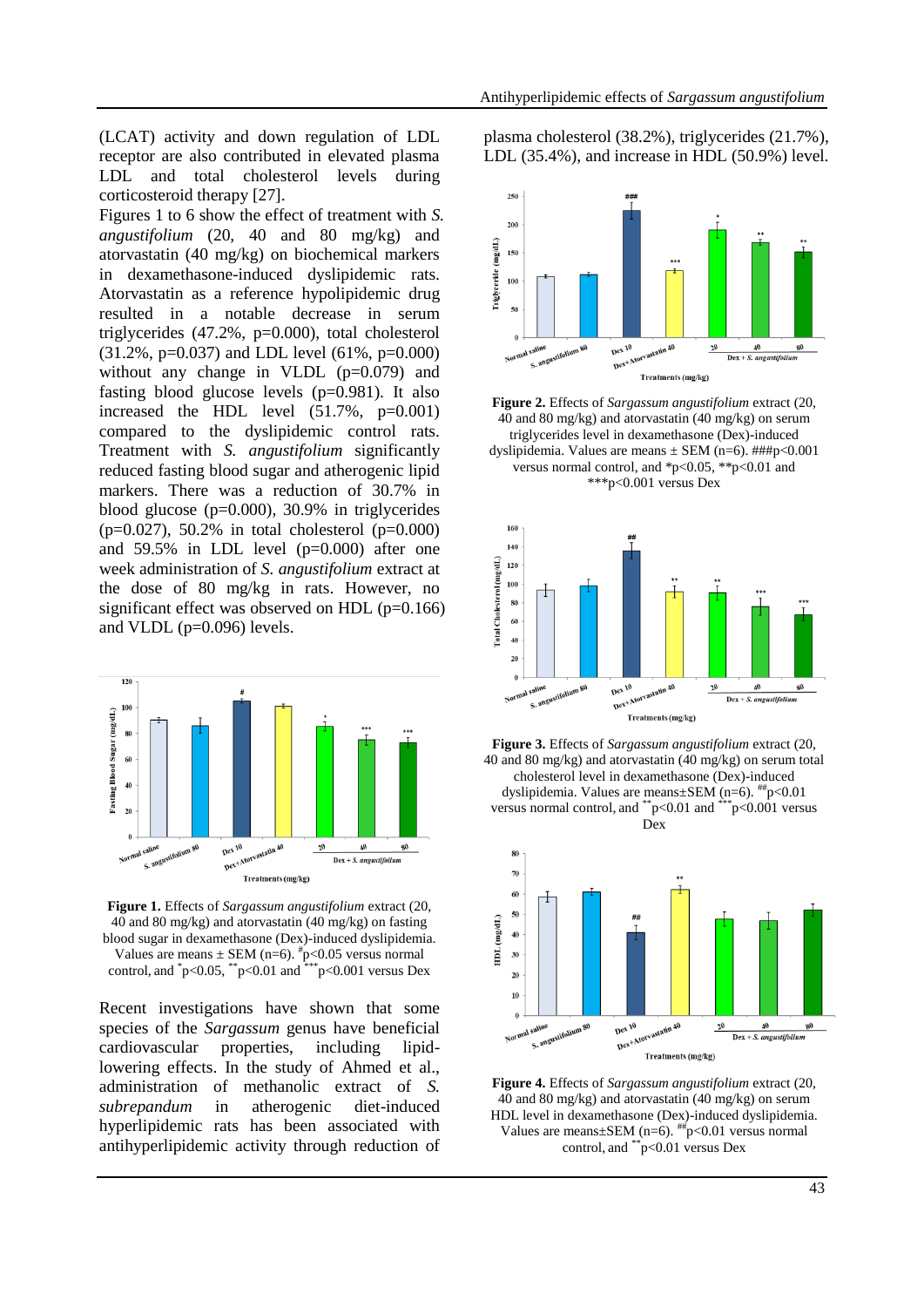(LCAT) activity and down regulation of LDL receptor are also contributed in elevated plasma LDL and total cholesterol levels during corticosteroid therapy [27].

Figures 1 to 6 show the effect of treatment with *S. angustifolium* (20, 40 and 80 mg/kg) and atorvastatin (40 mg/kg) on biochemical markers in dexamethasone-induced dyslipidemic rats. Atorvastatin as a reference hypolipidemic drug resulted in a notable decrease in serum triglycerides (47.2%, p=0.000), total cholesterol (31.2%, p=0.037) and LDL level (61%, p=0.000) without any change in VLDL (p=0.079) and fasting blood glucose levels (p=0.981). It also increased the HDL level (51.7%, p=0.001) compared to the dyslipidemic control rats. Treatment with *S. angustifolium* significantly reduced fasting blood sugar and atherogenic lipid markers. There was a reduction of 30.7% in blood glucose (p=0.000), 30.9% in triglycerides (p=0.027), 50.2% in total cholesterol (p=0.000) and 59.5% in LDL level (p=0.000) after one week administration of *S. angustifolium* extract at the dose of 80 mg/kg in rats. However, no significant effect was observed on HDL (p=0.166) and VLDL (p=0.096) levels.

**Figure 1.** Effects of *Sargassum angustifolium* extract (20, 40 and 80 mg/kg) and atorvastatin (40 mg/kg) on fasting blood sugar in dexamethasone (Dex)-induced dyslipidemia. Values are means ± SEM (n=6). #p<0.05 versus normal control, and *p<0.05, **p<0.01 and ***p<0.001 versus Dex

Recent investigations have shown that some species of the *Sargassum* genus have beneficial cardiovascular properties, including lipid-lowering effects. In the study of Ahmed et al., administration of methanolic extract of *S. subrepandum* in atherogenic diet-induced hyperlipidemic rats has been associated with antihyperlipidemic activity through reduction of plasma cholesterol (38.2%), triglycerides (21.7%), LDL (35.4%), and increase in HDL (50.9%) level.

**Figure 2.** Effects of *Sargassum angustifolium* extract (20, 40 and 80 mg/kg) and atorvastatin (40 mg/kg) on serum triglycerides level in dexamethasone (Dex)-induced dyslipidemia. Values are means ± SEM (n=6). ###p<0.001 versus normal control, and *p<0.05, **p<0.01 and ***p<0.001 versus Dex

**Figure 3.** Effects of *Sargassum angustifolium* extract (20, 40 and 80 mg/kg) and atorvastatin (40 mg/kg) on serum total cholesterol level in dexamethasone (Dex)-induced dyslipidemia. Values are means±SEM (n=6). ##p<0.01 versus normal control, and **p<0.01 and ***p<0.001 versus Dex

**Figure 4.** Effects of *Sargassum angustifolium* extract (20, 40 and 80 mg/kg) and atorvastatin (40 mg/kg) on serum HDL level in dexamethasone (Dex)-induced dyslipidemia. Values are means±SEM (n=6). ##p<0.01 versus normal control, and **p<0.01 versus Dex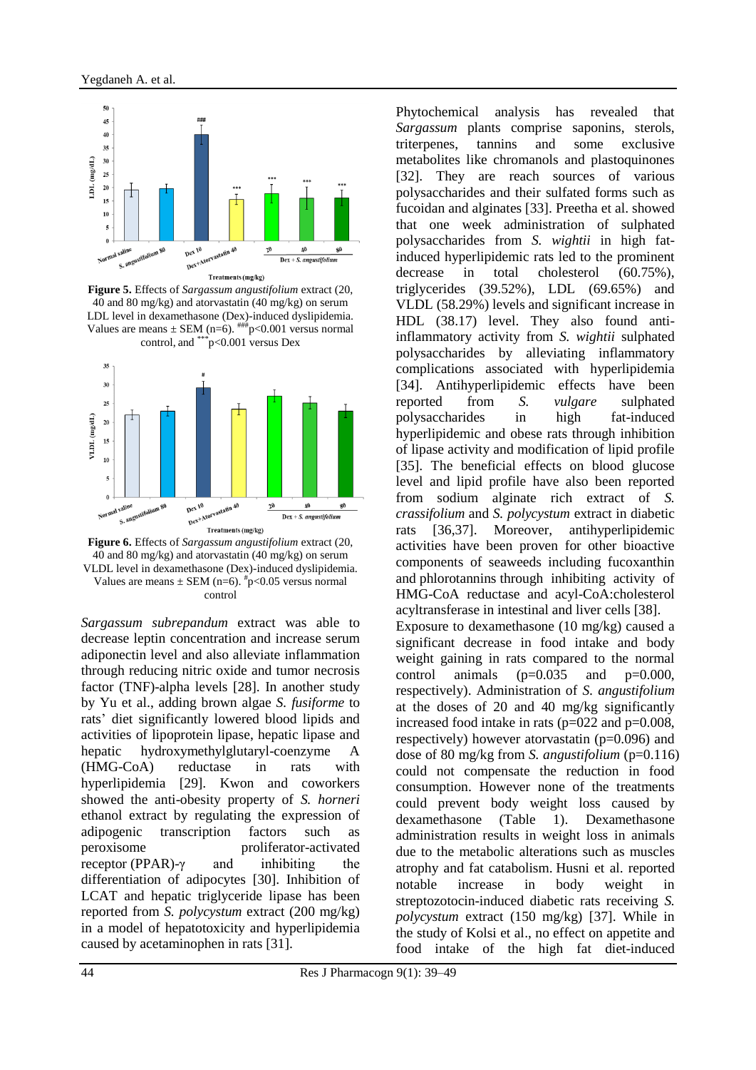**Figure 5.** Effects of *Sargassum angustifolium* extract (20, 40 and 80 mg/kg) and atorvastatin (40 mg/kg) on serum LDL level in dexamethasone (Dex)-induced dyslipidemia. Values are means ± SEM (n=6). ###p<0.001 versus normal control, and ***p<0.001 versus Dex

**Figure 6.** Effects of *Sargassum angustifolium* extract (20, 40 and 80 mg/kg) and atorvastatin (40 mg/kg) on serum VLDL level in dexamethasone (Dex)-induced dyslipidemia. Values are means ± SEM (n=6). #p<0.05 versus normal control

*Sargassum subrepandum* extract was able to decrease leptin concentration and increase serum adiponectin level and also alleviate inflammation through reducing nitric oxide and tumor necrosis factor (TNF)-alpha levels [28]. In another study by Yu et al., adding brown algae *S. fusiforme* to rats' diet significantly lowered blood lipids and activities of lipoprotein lipase, hepatic lipase and hepatic hydroxymethylglutaryl-coenzyme A (HMG-CoA) reductase in rats with hyperlipidemia [29]. Kwon and coworkers showed the anti-obesity property of *S. horneri* ethanol extract by regulating the expression of adipogenic transcription factors such as peroxisome proliferator-activated receptor (PPAR)-γ and inhibiting the differentiation of adipocytes [30]. Inhibition of LCAT and hepatic triglyceride lipase has been reported from *S. polycystum* extract (200 mg/kg) in a model of hepatotoxicity and hyperlipidemia caused by acetaminophen in rats [31].

Phytochemical analysis has revealed that *Sargassum* plants comprise saponins, sterols, triterpenes, tannins and some exclusive metabolites like chromanols and plastoquinones [32]. They are reach sources of various polysaccharides and their sulfated forms such as fucoidan and alginates [33]. Preetha et al. showed that one week administration of sulphated polysaccharides from *S. wightii* in high fat-induced hyperlipidemic rats led to the prominent decrease in total cholesterol (60.75%), triglycerides (39.52%), LDL (69.65%) and VLDL (58.29%) levels and significant increase in HDL (38.17) level. They also found anti-inflammatory activity from *S. wightii* sulphated polysaccharides by alleviating inflammatory complications associated with hyperlipidemia [34]. Antihyperlipidemic effects have been reported from *S. vulgare* sulphated polysaccharides in high fat-induced hyperlipidemic and obese rats through inhibition of lipase activity and modification of lipid profile [35]. The beneficial effects on blood glucose level and lipid profile have also been reported from sodium alginate rich extract of *S. crassifolium* and *S. polycystum* extract in diabetic rats [36,37]. Moreover, antihyperlipidemic activities have been proven for other bioactive components of seaweeds including fucoxanthin and phlorotannins through inhibiting activity of HMG-CoA reductase and acyl-CoA:cholesterol acyltransferase in intestinal and liver cells [38].

Exposure to dexamethasone (10 mg/kg) caused a significant decrease in food intake and body weight gaining in rats compared to the normal control animals (p=0.035 and p=0.000, respectively). Administration of *S. angustifolium* at the doses of 20 and 40 mg/kg significantly increased food intake in rats (p=022 and p=0.008, respectively) however atorvastatin (p=0.096) and dose of 80 mg/kg from *S. angustifolium* (p=0.116) could not compensate the reduction in food consumption. However none of the treatments could prevent body weight loss caused by dexamethasone (Table 1). Dexamethasone administration results in weight loss in animals due to the metabolic alterations such as muscles atrophy and fat catabolism. Husni et al. reported notable increase in body weight in streptozotocin-induced diabetic rats receiving *S. polycystum* extract (150 mg/kg) [37]. While in the study of Kolsi et al., no effect on appetite and food intake of the high fat diet-induced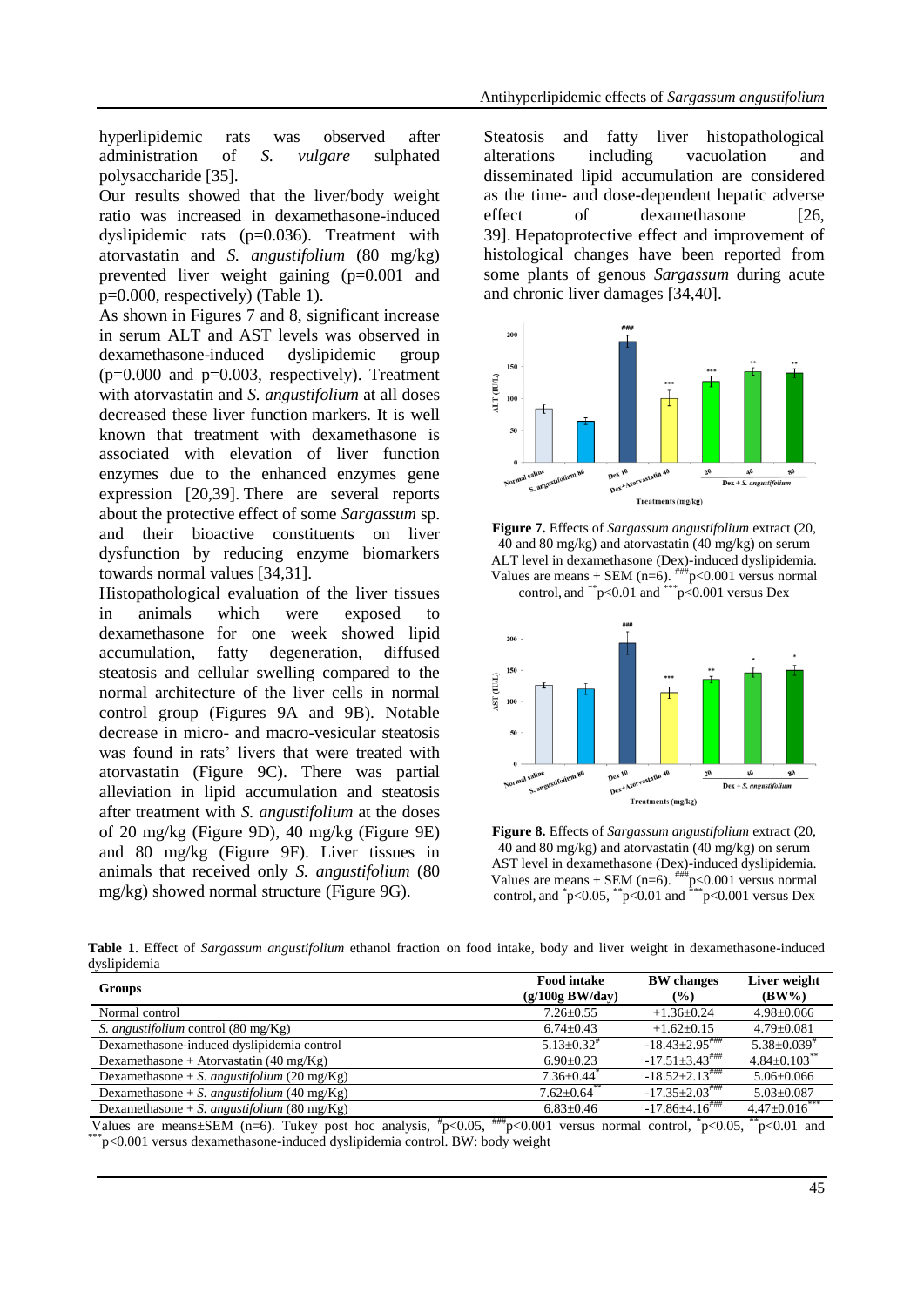hyperlipidemic rats was observed after administration of *S. vulgare* sulphated polysaccharide [35].

Our results showed that the liver/body weight ratio was increased in dexamethasone-induced dyslipidemic rats (p=0.036). Treatment with atorvastatin and *S. angustifolium* (80 mg/kg) prevented liver weight gaining (p=0.001 and p=0.000, respectively) (Table 1).

As shown in Figures 7 and 8, significant increase in serum ALT and AST levels was observed in dexamethasone-induced dyslipidemic group (p=0.000 and p=0.003, respectively). Treatment with atorvastatin and *S. angustifolium* at all doses decreased these liver function markers. It is well known that treatment with dexamethasone is associated with elevation of liver function enzymes due to the enhanced enzymes gene expression [20,39]. There are several reports about the protective effect of some *Sargassum* sp. and their bioactive constituents on liver dysfunction by reducing enzyme biomarkers towards normal values [34,31].

Histopathological evaluation of the liver tissues in animals which were exposed to dexamethasone for one week showed lipid accumulation, fatty degeneration, diffused steatosis and cellular swelling compared to the normal architecture of the liver cells in normal control group (Figures 9A and 9B). Notable decrease in micro- and macro-vesicular steatosis was found in rats' livers that were treated with atorvastatin (Figure 9C). There was partial alleviation in lipid accumulation and steatosis after treatment with *S. angustifolium* at the doses of 20 mg/kg (Figure 9D), 40 mg/kg (Figure 9E) and 80 mg/kg (Figure 9F). Liver tissues in animals that received only *S. angustifolium* (80 mg/kg) showed normal structure (Figure 9G).

Steatosis and fatty liver histopathological alterations including vacuolation and disseminated lipid accumulation are considered as the time- and dose-dependent hepatic adverse effect of dexamethasone [26, 39]. Hepatoprotective effect and improvement of histological changes have been reported from some plants of genous *Sargassum* during acute and chronic liver damages [34,40].

**Figure 7.** Effects of *Sargassum angustifolium* extract (20, 40 and 80 mg/kg) and atorvastatin (40 mg/kg) on serum ALT level in dexamethasone (Dex)-induced dyslipidemia. Values are means + SEM (n=6). ###p<0.001 versus normal control, and **p<0.01 and ***p<0.001 versus Dex

**Figure 8.** Effects of *Sargassum angustifolium* extract (20, 40 and 80 mg/kg) and atorvastatin (40 mg/kg) on serum AST level in dexamethasone (Dex)-induced dyslipidemia. Values are means + SEM (n=6). ###p<0.001 versus normal control, and *p<0.05, **p<0.01 and ***p<0.001 versus Dex

**Table 1**. Effect of *Sargassum angustifolium* ethanol fraction on food intake, body and liver weight in dexamethasone-induced dyslipidemia

| Groups | Food intake (g/100g BW/day) | BW changes (%) | Liver weight (BW%) |
|---|---|---|---|
| Normal control | 7.26±0.55 | +1.36±0.24 | 4.98±0.066 |
| *S. angustifolium* control (80 mg/Kg) | 6.74±0.43 | +1.62±0.15 | 4.79±0.081 |
| Dexamethasone-induced dyslipidemia control | 5.13±0.32# | -18.43±2.95### | 5.38±0.039# |
| Dexamethasone + Atorvastatin (40 mg/Kg) | 6.90±0.23 | -17.51±3.43### | 4.84±0.103** |
| Dexamethasone + *S. angustifolium* (20 mg/Kg) | 7.36±0.44* | -18.52±2.13### | 5.06±0.066 |
| Dexamethasone + *S. angustifolium* (40 mg/Kg) | 7.62±0.64** | -17.35±2.03### | 5.03±0.087 |
| Dexamethasone + *S. angustifolium* (80 mg/Kg) | 6.83±0.46 | -17.86±4.16### | 4.47±0.016*** |

Values are means±SEM (n=6). Tukey post hoc analysis, #p<0.05, ###p<0.001 versus normal control, *p<0.05, **p<0.01 and ***p<0.001 versus dexamethasone-induced dyslipidemia control. BW: body weight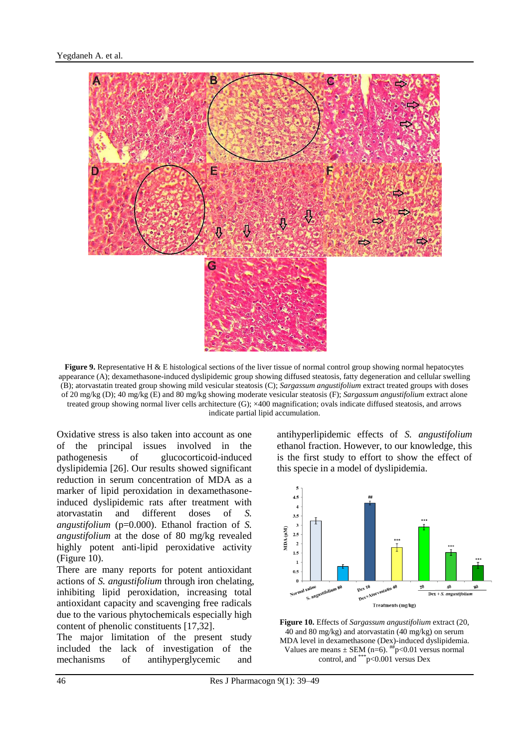**Figure 9.** Representative H & E histological sections of the liver tissue of normal control group showing normal hepatocytes appearance (A); dexamethasone-induced dyslipidemic group showing diffused steatosis, fatty degeneration and cellular swelling (B); atorvastatin treated group showing mild vesicular steatosis (C); *Sargassum angustifolium* extract treated groups with doses of 20 mg/kg (D); 40 mg/kg (E) and 80 mg/kg showing moderate vesicular steatosis (F); *Sargassum angustifolium* extract alone treated group showing normal liver cells architecture (G); ×400 magnification; ovals indicate diffused steatosis, and arrows indicate partial lipid accumulation.

Oxidative stress is also taken into account as one of the principal issues involved in the pathogenesis of glucocorticoid-induced dyslipidemia [26]. Our results showed significant reduction in serum concentration of MDA as a marker of lipid peroxidation in dexamethasone-induced dyslipidemic rats after treatment with atorvastatin and different doses of *S. angustifolium* (p=0.000). Ethanol fraction of *S. angustifolium* at the dose of 80 mg/kg revealed highly potent anti-lipid peroxidative activity (Figure 10).

There are many reports for potent antioxidant actions of *S. angustifolium* through iron chelating, inhibiting lipid peroxidation, increasing total antioxidant capacity and scavenging free radicals due to the various phytochemicals especially high content of phenolic constituents [17,32].

The major limitation of the present study included the lack of investigation of the mechanisms of antihyperglycemic and antihyperlipidemic effects of *S. angustifolium* ethanol fraction. However, to our knowledge, this is the first study to effort to show the effect of this specie in a model of dyslipidemia.

**Figure 10.** Effects of *Sargassum angustifolium* extract (20, 40 and 80 mg/kg) and atorvastatin (40 mg/kg) on serum MDA level in dexamethasone (Dex)-induced dyslipidemia. Values are means ± SEM (n=6). [##]p<0.01 versus normal control, and [***]p<0.001 versus Dex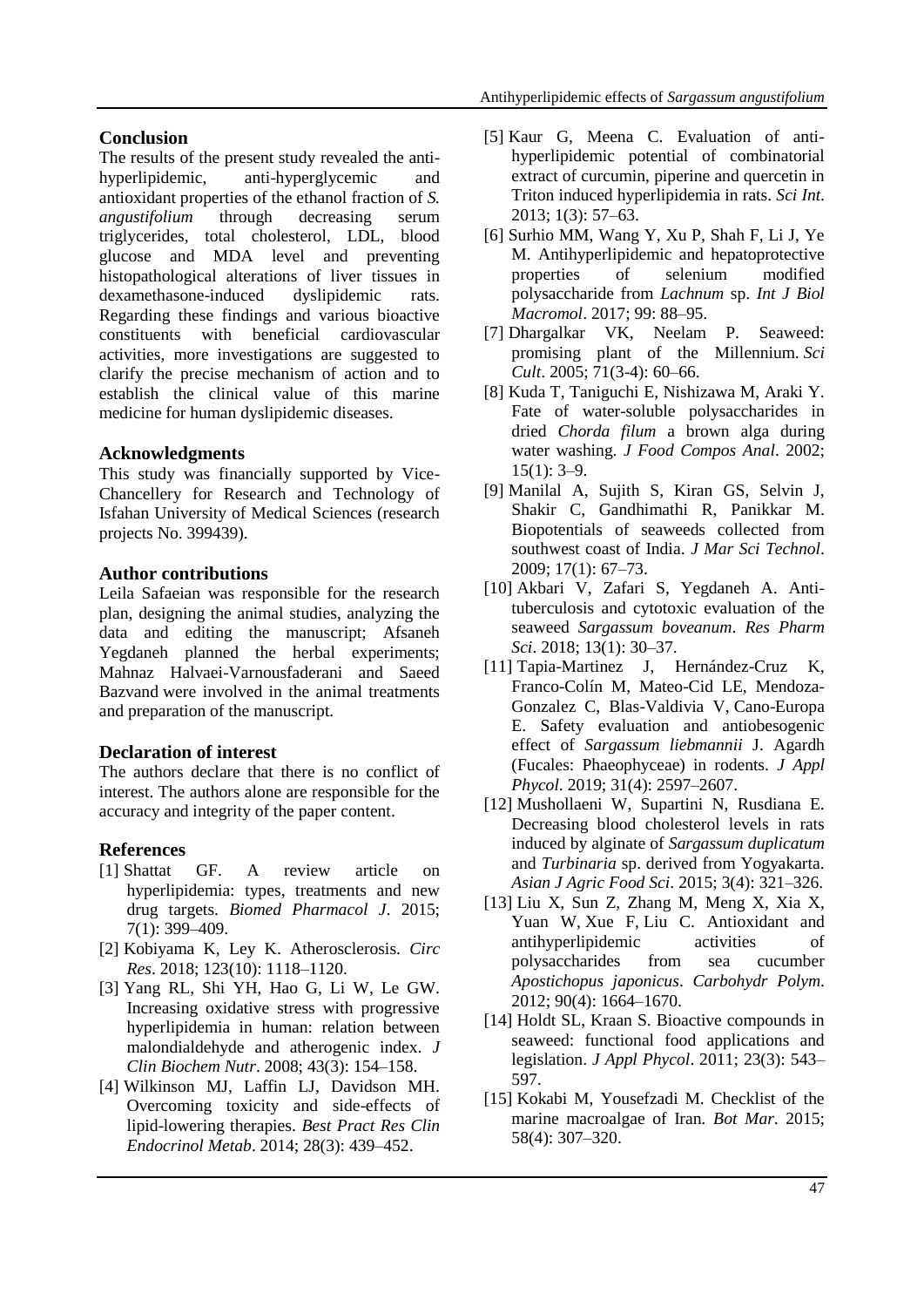## Conclusion

The results of the present study revealed the anti-hyperlipidemic, anti-hyperglycemic and antioxidant properties of the ethanol fraction of *S. angustifolium* through decreasing serum triglycerides, total cholesterol, LDL, blood glucose and MDA level and preventing histopathological alterations of liver tissues in dexamethasone-induced dyslipidemic rats. Regarding these findings and various bioactive constituents with beneficial cardiovascular activities, more investigations are suggested to clarify the precise mechanism of action and to establish the clinical value of this marine medicine for human dyslipidemic diseases.

## Acknowledgments

This study was financially supported by Vice-Chancellery for Research and Technology of Isfahan University of Medical Sciences (research projects No. 399439).

## Author contributions

Leila Safaeian was responsible for the research plan, designing the animal studies, analyzing the data and editing the manuscript; Afsaneh Yegdaneh planned the herbal experiments; Mahnaz Halvaei-Varnousfaderani and Saeed Bazvand were involved in the animal treatments and preparation of the manuscript.

## Declaration of interest

The authors declare that there is no conflict of interest. The authors alone are responsible for the accuracy and integrity of the paper content.

## References

[1] Shattat GF. A review article on hyperlipidemia: types, treatments and new drug targets. *Biomed Pharmacol J*. 2015; 7(1): 399–409.

[2] Kobiyama K, Ley K. Atherosclerosis. *Circ Res*. 2018; 123(10): 1118–1120.

[3] Yang RL, Shi YH, Hao G, Li W, Le GW. Increasing oxidative stress with progressive hyperlipidemia in human: relation between malondialdehyde and atherogenic index. *J Clin Biochem Nutr*. 2008; 43(3): 154–158.

[4] Wilkinson MJ, Laffin LJ, Davidson MH. Overcoming toxicity and side-effects of lipid-lowering therapies. *Best Pract Res Clin Endocrinol Metab*. 2014; 28(3): 439–452.

[5] Kaur G, Meena C. Evaluation of anti-hyperlipidemic potential of combinatorial extract of curcumin, piperine and quercetin in Triton induced hyperlipidemia in rats. *Sci Int*. 2013; 1(3): 57–63.

[6] Surhio MM, Wang Y, Xu P, Shah F, Li J, Ye M. Antihyperlipidemic and hepatoprotective properties of selenium modified polysaccharide from *Lachnum* sp. *Int J Biol Macromol*. 2017; 99: 88–95.

[7] Dhargalkar VK, Neelam P. Seaweed: promising plant of the Millennium. *Sci Cult*. 2005; 71(3-4): 60–66.

[8] Kuda T, Taniguchi E, Nishizawa M, Araki Y. Fate of water-soluble polysaccharides in dried *Chorda filum* a brown alga during water washing. *J Food Compos Anal*. 2002; 15(1): 3–9.

[9] Manilal A, Sujith S, Kiran GS, Selvin J, Shakir C, Gandhimathi R, Panikkar M. Biopotentials of seaweeds collected from southwest coast of India. *J Mar Sci Technol*. 2009; 17(1): 67–73.

[10] Akbari V, Zafari S, Yegdaneh A. Anti-tuberculosis and cytotoxic evaluation of the seaweed *Sargassum boveanum*. *Res Pharm Sci*. 2018; 13(1): 30–37.

[11] Tapia-Martinez J, Hernández-Cruz K, Franco-Colín M, Mateo-Cid LE, Mendoza-Gonzalez C, Blas-Valdivia V, Cano-Europa E. Safety evaluation and antiobesogenic effect of *Sargassum liebmannii* J. Agardh (Fucales: Phaeophyceae) in rodents. *J Appl Phycol*. 2019; 31(4): 2597–2607.

[12] Mushollaeni W, Supartini N, Rusdiana E. Decreasing blood cholesterol levels in rats induced by alginate of *Sargassum duplicatum* and *Turbinaria* sp. derived from Yogyakarta. *Asian J Agric Food Sci*. 2015; 3(4): 321–326.

[13] Liu X, Sun Z, Zhang M, Meng X, Xia X, Yuan W, Xue F, Liu C. Antioxidant and antihyperlipidemic activities of polysaccharides from sea cucumber *Apostichopus japonicus*. *Carbohydr Polym*. 2012; 90(4): 1664–1670.

[14] Holdt SL, Kraan S. Bioactive compounds in seaweed: functional food applications and legislation. *J Appl Phycol*. 2011; 23(3): 543–597.

[15] Kokabi M, Yousefzadi M. Checklist of the marine macroalgae of Iran. *Bot Mar*. 2015; 58(4): 307–320.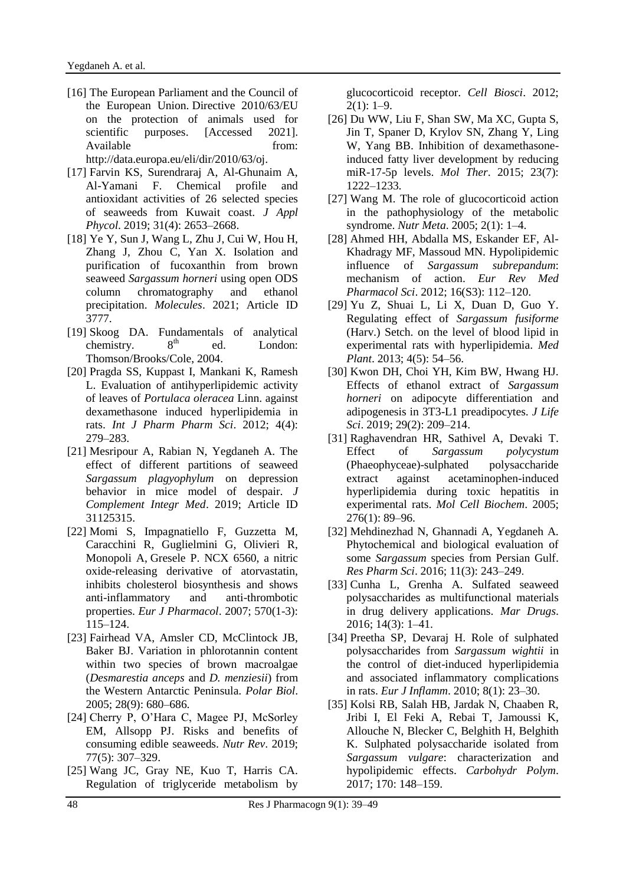[16] The European Parliament and the Council of the European Union. Directive 2010/63/EU on the protection of animals used for scientific purposes. [Accessed 2021]. Available from: http://data.europa.eu/eli/dir/2010/63/oj.

[17] Farvin KS, Surendraraj A, Al-Ghunaim A, Al-Yamani F. Chemical profile and antioxidant activities of 26 selected species of seaweeds from Kuwait coast. *J Appl Phycol*. 2019; 31(4): 2653–2668.

[18] Ye Y, Sun J, Wang L, Zhu J, Cui W, Hou H, Zhang J, Zhou C, Yan X. Isolation and purification of fucoxanthin from brown seaweed *Sargassum horneri* using open ODS column chromatography and ethanol precipitation. *Molecules*. 2021; Article ID 3777.

[19] Skoog DA. Fundamentals of analytical chemistry. 8th ed. London: Thomson/Brooks/Cole, 2004.

[20] Pragda SS, Kuppast I, Mankani K, Ramesh L. Evaluation of antihyperlipidemic activity of leaves of *Portulaca oleracea* Linn. against dexamethasone induced hyperlipidemia in rats. *Int J Pharm Pharm Sci*. 2012; 4(4): 279–283.

[21] Mesripour A, Rabian N, Yegdaneh A. The effect of different partitions of seaweed *Sargassum plagyophylum* on depression behavior in mice model of despair. *J Complement Integr Med*. 2019; Article ID 31125315.

[22] Momi S, Impagnatiello F, Guzzetta M, Caracchini R, Guglielmini G, Olivieri R, Monopoli A, Gresele P. NCX 6560, a nitric oxide-releasing derivative of atorvastatin, inhibits cholesterol biosynthesis and shows anti-inflammatory and anti-thrombotic properties. *Eur J Pharmacol*. 2007; 570(1-3): 115–124.

[23] Fairhead VA, Amsler CD, McClintock JB, Baker BJ. Variation in phlorotannin content within two species of brown macroalgae (*Desmarestia anceps* and *D. menziesii*) from the Western Antarctic Peninsula. *Polar Biol*. 2005; 28(9): 680–686.

[24] Cherry P, O'Hara C, Magee PJ, McSorley EM, Allsopp PJ. Risks and benefits of consuming edible seaweeds. *Nutr Rev*. 2019; 77(5): 307–329.

[25] Wang JC, Gray NE, Kuo T, Harris CA. Regulation of triglyceride metabolism by glucocorticoid receptor. *Cell Biosci*. 2012; 2(1): 1–9.

[26] Du WW, Liu F, Shan SW, Ma XC, Gupta S, Jin T, Spaner D, Krylov SN, Zhang Y, Ling W, Yang BB. Inhibition of dexamethasone-induced fatty liver development by reducing miR-17-5p levels. *Mol Ther*. 2015; 23(7): 1222–1233.

[27] Wang M. The role of glucocorticoid action in the pathophysiology of the metabolic syndrome. *Nutr Meta*. 2005; 2(1): 1–4.

[28] Ahmed HH, Abdalla MS, Eskander EF, Al-Khadragy MF, Massoud MN. Hypolipidemic influence of *Sargassum subrepandum*: mechanism of action. *Eur Rev Med Pharmacol Sci*. 2012; 16(S3): 112–120.

[29] Yu Z, Shuai L, Li X, Duan D, Guo Y. Regulating effect of *Sargassum fusiforme* (Harv.) Setch. on the level of blood lipid in experimental rats with hyperlipidemia. *Med Plant*. 2013; 4(5): 54–56.

[30] Kwon DH, Choi YH, Kim BW, Hwang HJ. Effects of ethanol extract of *Sargassum horneri* on adipocyte differentiation and adipogenesis in 3T3-L1 preadipocytes. *J Life Sci*. 2019; 29(2): 209–214.

[31] Raghavendran HR, Sathivel A, Devaki T. Effect of *Sargassum polycystum* (Phaeophyceae)-sulphated polysaccharide extract against acetaminophen-induced hyperlipidemia during toxic hepatitis in experimental rats. *Mol Cell Biochem*. 2005; 276(1): 89–96.

[32] Mehdinezhad N, Ghannadi A, Yegdaneh A. Phytochemical and biological evaluation of some *Sargassum* species from Persian Gulf. *Res Pharm Sci*. 2016; 11(3): 243–249.

[33] Cunha L, Grenha A. Sulfated seaweed polysaccharides as multifunctional materials in drug delivery applications. *Mar Drugs*. 2016; 14(3): 1–41.

[34] Preetha SP, Devaraj H. Role of sulphated polysaccharides from *Sargassum wightii* in the control of diet-induced hyperlipidemia and associated inflammatory complications in rats. *Eur J Inflamm*. 2010; 8(1): 23–30.

[35] Kolsi RB, Salah HB, Jardak N, Chaaben R, Jribi I, El Feki A, Rebai T, Jamoussi K, Allouche N, Blecker C, Belghith H, Belghith K. Sulphated polysaccharide isolated from *Sargassum vulgare*: characterization and hypolipidemic effects. *Carbohydr Polym*. 2017; 170: 148–159.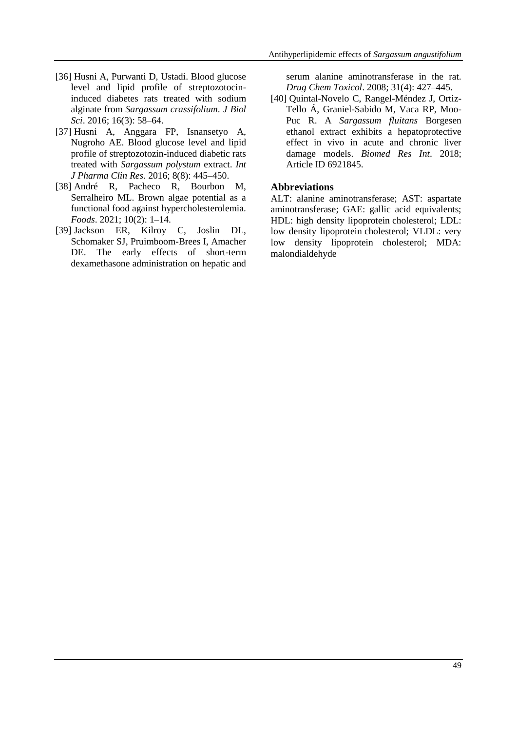[36] Husni A, Purwanti D, Ustadi. Blood glucose level and lipid profile of streptozotocin-induced diabetes rats treated with sodium alginate from *Sargassum crassifolium*. *J Biol Sci*. 2016; 16(3): 58–64.

[37] Husni A, Anggara FP, Isnansetyo A, Nugroho AE. Blood glucose level and lipid profile of streptozotozin-induced diabetic rats treated with *Sargassum polystum* extract. *Int J Pharma Clin Res*. 2016; 8(8): 445–450.

[38] André R, Pacheco R, Bourbon M, Serralheiro ML. Brown algae potential as a functional food against hypercholesterolemia. *Foods*. 2021; 10(2): 1–14.

[39] Jackson ER, Kilroy C, Joslin DL, Schomaker SJ, Pruimboom-Brees I, Amacher DE. The early effects of short-term dexamethasone administration on hepatic and serum alanine aminotransferase in the rat. *Drug Chem Toxicol*. 2008; 31(4): 427–445.

[40] Quintal-Novelo C, Rangel-Méndez J, Ortiz-Tello Á, Graniel-Sabido M, Vaca RP, Moo-Puc R. A *Sargassum fluitans* Borgesen ethanol extract exhibits a hepatoprotective effect in vivo in acute and chronic liver damage models. *Biomed Res Int*. 2018; Article ID 6921845.

## Abbreviations

ALT: alanine aminotransferase; AST: aspartate aminotransferase; GAE: gallic acid equivalents; HDL: high density lipoprotein cholesterol; LDL: low density lipoprotein cholesterol; VLDL: very low density lipoprotein cholesterol; MDA: malondialdehyde